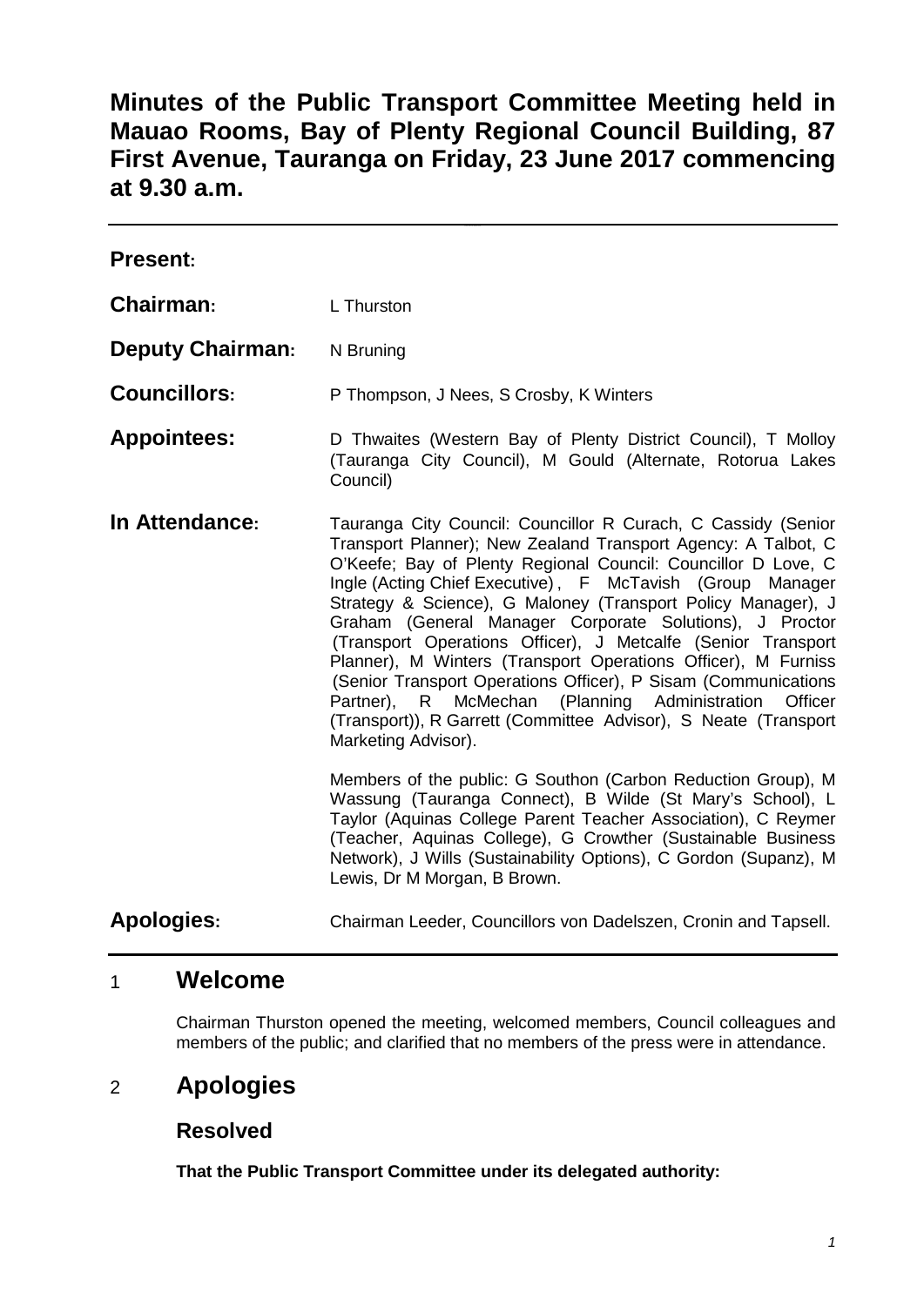# Minutes of the Public Transport Committee Meeting held in Mauao Rooms, Bay of Plenty Regional Council Building, 87 First Avenue, Tauranga on Friday, 23 June 2017 commencing at 9.30 a.m.

---

**Present:**

| | |
|---|---|
| **Chairman:** | L Thurston |
| **Deputy Chairman:** | N Bruning |
| **Councillors:** | P Thompson, J Nees, S Crosby, K Winters |
| **Appointees:** | D Thwaites (Western Bay of Plenty District Council), T Molloy (Tauranga City Council), M Gould (Alternate, Rotorua Lakes Council) |
| **In Attendance:** | Tauranga City Council: Councillor R Curach, C Cassidy (Senior Transport Planner); New Zealand Transport Agency: A Talbot, C O'Keefe; Bay of Plenty Regional Council: Councillor D Love, C Ingle (Acting Chief Executive), F McTavish (Group Manager Strategy & Science), G Maloney (Transport Policy Manager), J Graham (General Manager Corporate Solutions), J Proctor (Transport Operations Officer), J Metcalfe (Senior Transport Planner), M Winters (Transport Operations Officer), M Furniss (Senior Transport Operations Officer), P Sisam (Communications Partner), R McMechan (Planning Administration Officer (Transport)), R Garrett (Committee Advisor), S Neate (Transport Marketing Advisor).<br><br>Members of the public: G Southon (Carbon Reduction Group), M Wassung (Tauranga Connect), B Wilde (St Mary's School), L Taylor (Aquinas College Parent Teacher Association), C Reymer (Teacher, Aquinas College), G Crowther (Sustainable Business Network), J Wills (Sustainability Options), C Gordon (Supanz), M Lewis, Dr M Morgan, B Brown. |
| **Apologies:** | Chairman Leeder, Councillors von Dadelszen, Cronin and Tapsell. |

---

## 1 Welcome

Chairman Thurston opened the meeting, welcomed members, Council colleagues and members of the public; and clarified that no members of the press were in attendance.

## 2 Apologies

### Resolved

**That the Public Transport Committee under its delegated authority:**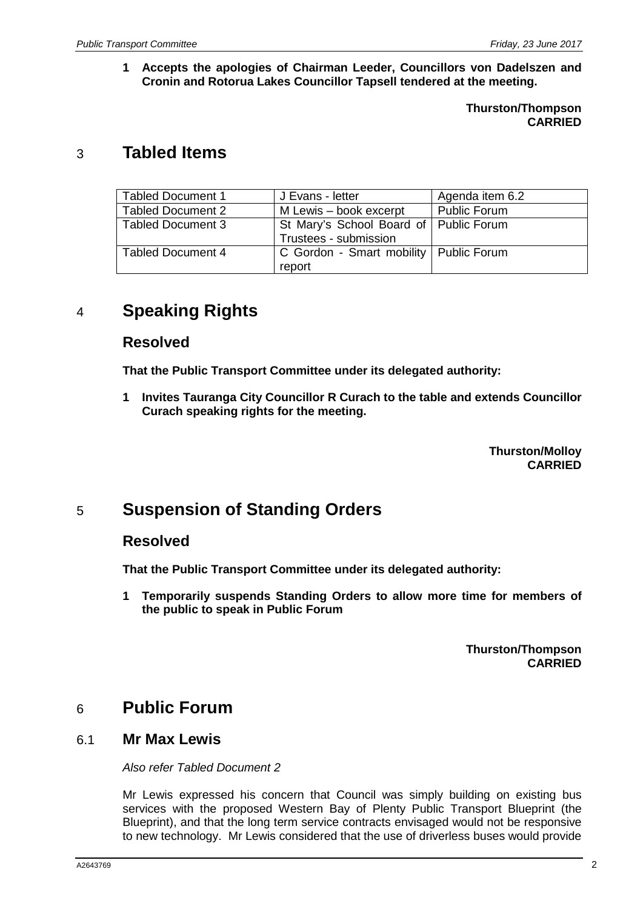**1 Accepts the apologies of Chairman Leeder, Councillors von Dadelszen and Cronin and Rotorua Lakes Councillor Tapsell tendered at the meeting.**

**Thurston/Thompson**
**CARRIED**

# 3 Tabled Items

| Tabled Document 1 | J Evans - letter | Agenda item 6.2 |
|---|---|---|
| Tabled Document 2 | M Lewis – book excerpt | Public Forum |
| Tabled Document 3 | St Mary's School Board of Trustees - submission | Public Forum |
| Tabled Document 4 | C Gordon - Smart mobility report | Public Forum |

# 4 Speaking Rights

## Resolved

**That the Public Transport Committee under its delegated authority:**

**1 Invites Tauranga City Councillor R Curach to the table and extends Councillor Curach speaking rights for the meeting.**

**Thurston/Molloy**
**CARRIED**

# 5 Suspension of Standing Orders

## Resolved

**That the Public Transport Committee under its delegated authority:**

**1 Temporarily suspends Standing Orders to allow more time for members of the public to speak in Public Forum**

**Thurston/Thompson**
**CARRIED**

# 6 Public Forum

## 6.1 Mr Max Lewis

*Also refer Tabled Document 2*

Mr Lewis expressed his concern that Council was simply building on existing bus services with the proposed Western Bay of Plenty Public Transport Blueprint (the Blueprint), and that the long term service contracts envisaged would not be responsive to new technology. Mr Lewis considered that the use of driverless buses would provide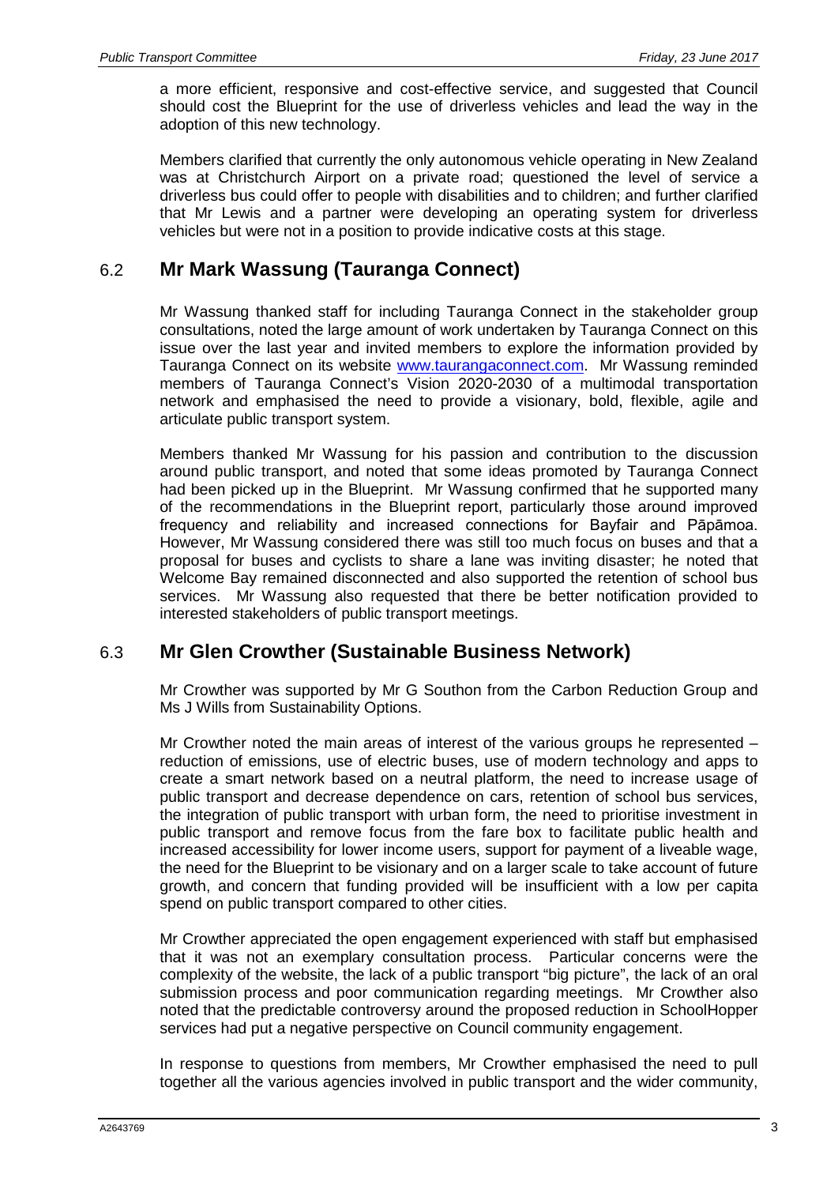a more efficient, responsive and cost-effective service, and suggested that Council should cost the Blueprint for the use of driverless vehicles and lead the way in the adoption of this new technology.

Members clarified that currently the only autonomous vehicle operating in New Zealand was at Christchurch Airport on a private road; questioned the level of service a driverless bus could offer to people with disabilities and to children; and further clarified that Mr Lewis and a partner were developing an operating system for driverless vehicles but were not in a position to provide indicative costs at this stage.

## 6.2 Mr Mark Wassung (Tauranga Connect)

Mr Wassung thanked staff for including Tauranga Connect in the stakeholder group consultations, noted the large amount of work undertaken by Tauranga Connect on this issue over the last year and invited members to explore the information provided by Tauranga Connect on its website [www.taurangaconnect.com](www.taurangaconnect.com). Mr Wassung reminded members of Tauranga Connect's Vision 2020-2030 of a multimodal transportation network and emphasised the need to provide a visionary, bold, flexible, agile and articulate public transport system.

Members thanked Mr Wassung for his passion and contribution to the discussion around public transport, and noted that some ideas promoted by Tauranga Connect had been picked up in the Blueprint. Mr Wassung confirmed that he supported many of the recommendations in the Blueprint report, particularly those around improved frequency and reliability and increased connections for Bayfair and Pāpāmoa. However, Mr Wassung considered there was still too much focus on buses and that a proposal for buses and cyclists to share a lane was inviting disaster; he noted that Welcome Bay remained disconnected and also supported the retention of school bus services. Mr Wassung also requested that there be better notification provided to interested stakeholders of public transport meetings.

## 6.3 Mr Glen Crowther (Sustainable Business Network)

Mr Crowther was supported by Mr G Southon from the Carbon Reduction Group and Ms J Wills from Sustainability Options.

Mr Crowther noted the main areas of interest of the various groups he represented – reduction of emissions, use of electric buses, use of modern technology and apps to create a smart network based on a neutral platform, the need to increase usage of public transport and decrease dependence on cars, retention of school bus services, the integration of public transport with urban form, the need to prioritise investment in public transport and remove focus from the fare box to facilitate public health and increased accessibility for lower income users, support for payment of a liveable wage, the need for the Blueprint to be visionary and on a larger scale to take account of future growth, and concern that funding provided will be insufficient with a low per capita spend on public transport compared to other cities.

Mr Crowther appreciated the open engagement experienced with staff but emphasised that it was not an exemplary consultation process. Particular concerns were the complexity of the website, the lack of a public transport "big picture", the lack of an oral submission process and poor communication regarding meetings. Mr Crowther also noted that the predictable controversy around the proposed reduction in SchoolHopper services had put a negative perspective on Council community engagement.

In response to questions from members, Mr Crowther emphasised the need to pull together all the various agencies involved in public transport and the wider community,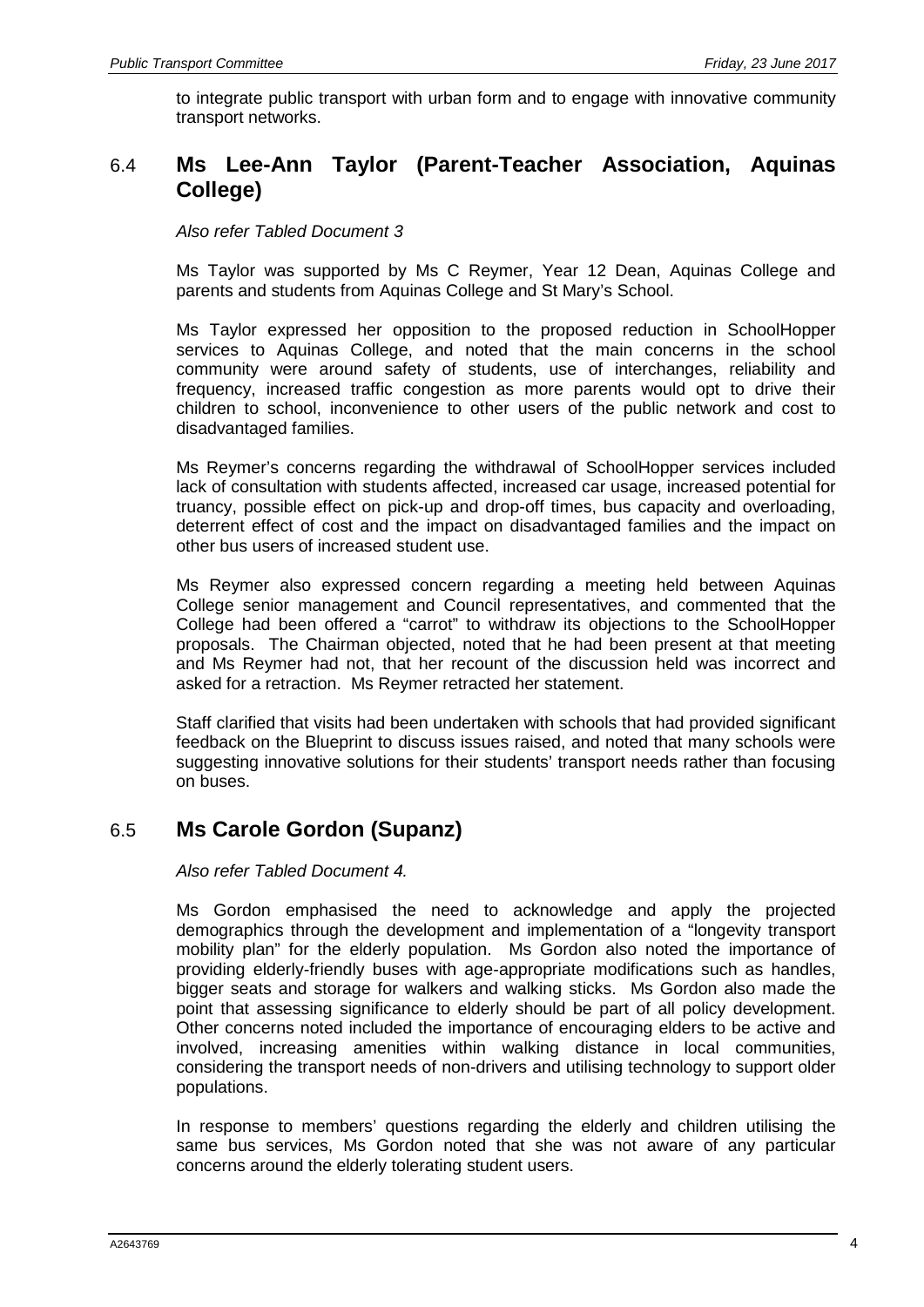to integrate public transport with urban form and to engage with innovative community transport networks.

## 6.4 Ms Lee-Ann Taylor (Parent-Teacher Association, Aquinas College)

*Also refer Tabled Document 3*

Ms Taylor was supported by Ms C Reymer, Year 12 Dean, Aquinas College and parents and students from Aquinas College and St Mary's School.

Ms Taylor expressed her opposition to the proposed reduction in SchoolHopper services to Aquinas College, and noted that the main concerns in the school community were around safety of students, use of interchanges, reliability and frequency, increased traffic congestion as more parents would opt to drive their children to school, inconvenience to other users of the public network and cost to disadvantaged families.

Ms Reymer's concerns regarding the withdrawal of SchoolHopper services included lack of consultation with students affected, increased car usage, increased potential for truancy, possible effect on pick-up and drop-off times, bus capacity and overloading, deterrent effect of cost and the impact on disadvantaged families and the impact on other bus users of increased student use.

Ms Reymer also expressed concern regarding a meeting held between Aquinas College senior management and Council representatives, and commented that the College had been offered a "carrot" to withdraw its objections to the SchoolHopper proposals. The Chairman objected, noted that he had been present at that meeting and Ms Reymer had not, that her recount of the discussion held was incorrect and asked for a retraction. Ms Reymer retracted her statement.

Staff clarified that visits had been undertaken with schools that had provided significant feedback on the Blueprint to discuss issues raised, and noted that many schools were suggesting innovative solutions for their students' transport needs rather than focusing on buses.

## 6.5 Ms Carole Gordon (Supanz)

*Also refer Tabled Document 4.*

Ms Gordon emphasised the need to acknowledge and apply the projected demographics through the development and implementation of a "longevity transport mobility plan" for the elderly population. Ms Gordon also noted the importance of providing elderly-friendly buses with age-appropriate modifications such as handles, bigger seats and storage for walkers and walking sticks. Ms Gordon also made the point that assessing significance to elderly should be part of all policy development. Other concerns noted included the importance of encouraging elders to be active and involved, increasing amenities within walking distance in local communities, considering the transport needs of non-drivers and utilising technology to support older populations.

In response to members' questions regarding the elderly and children utilising the same bus services, Ms Gordon noted that she was not aware of any particular concerns around the elderly tolerating student users.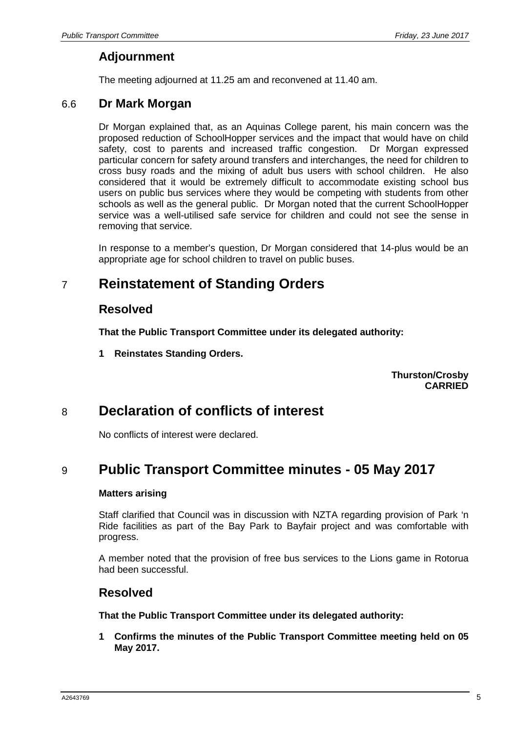## Adjournment

The meeting adjourned at 11.25 am and reconvened at 11.40 am.

### 6.6 Dr Mark Morgan

Dr Morgan explained that, as an Aquinas College parent, his main concern was the proposed reduction of SchoolHopper services and the impact that would have on child safety, cost to parents and increased traffic congestion. Dr Morgan expressed particular concern for safety around transfers and interchanges, the need for children to cross busy roads and the mixing of adult bus users with school children. He also considered that it would be extremely difficult to accommodate existing school bus users on public bus services where they would be competing with students from other schools as well as the general public. Dr Morgan noted that the current SchoolHopper service was a well-utilised safe service for children and could not see the sense in removing that service.

In response to a member's question, Dr Morgan considered that 14-plus would be an appropriate age for school children to travel on public buses.

# 7 Reinstatement of Standing Orders

## Resolved

**That the Public Transport Committee under its delegated authority:**

**1 Reinstates Standing Orders.**

**Thurston/Crosby**
**CARRIED**

# 8 Declaration of conflicts of interest

No conflicts of interest were declared.

# 9 Public Transport Committee minutes - 05 May 2017

**Matters arising**

Staff clarified that Council was in discussion with NZTA regarding provision of Park 'n Ride facilities as part of the Bay Park to Bayfair project and was comfortable with progress.

A member noted that the provision of free bus services to the Lions game in Rotorua had been successful.

## Resolved

**That the Public Transport Committee under its delegated authority:**

**1 Confirms the minutes of the Public Transport Committee meeting held on 05 May 2017.**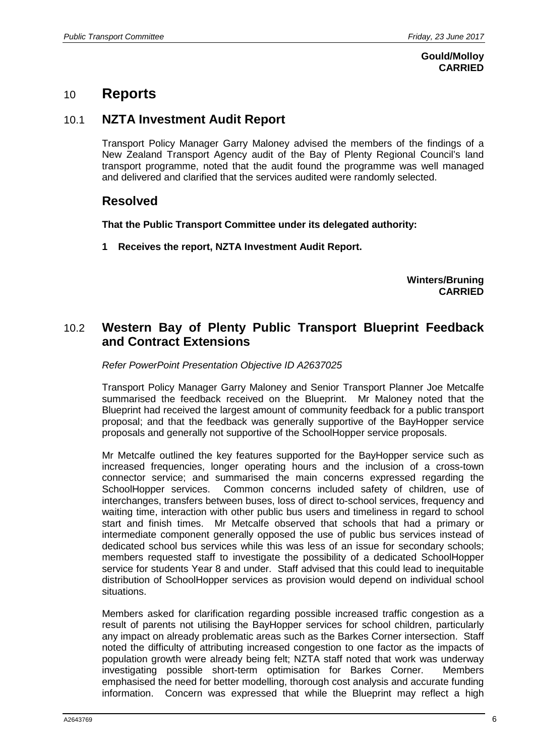**Gould/Molloy**
**CARRIED**

# 10 Reports

## 10.1 NZTA Investment Audit Report

Transport Policy Manager Garry Maloney advised the members of the findings of a New Zealand Transport Agency audit of the Bay of Plenty Regional Council's land transport programme, noted that the audit found the programme was well managed and delivered and clarified that the services audited were randomly selected.

## Resolved

**That the Public Transport Committee under its delegated authority:**

**1 Receives the report, NZTA Investment Audit Report.**

**Winters/Bruning**
**CARRIED**

## 10.2 Western Bay of Plenty Public Transport Blueprint Feedback and Contract Extensions

*Refer PowerPoint Presentation Objective ID A2637025*

Transport Policy Manager Garry Maloney and Senior Transport Planner Joe Metcalfe summarised the feedback received on the Blueprint. Mr Maloney noted that the Blueprint had received the largest amount of community feedback for a public transport proposal; and that the feedback was generally supportive of the BayHopper service proposals and generally not supportive of the SchoolHopper service proposals.

Mr Metcalfe outlined the key features supported for the BayHopper service such as increased frequencies, longer operating hours and the inclusion of a cross-town connector service; and summarised the main concerns expressed regarding the SchoolHopper services. Common concerns included safety of children, use of interchanges, transfers between buses, loss of direct to-school services, frequency and waiting time, interaction with other public bus users and timeliness in regard to school start and finish times. Mr Metcalfe observed that schools that had a primary or intermediate component generally opposed the use of public bus services instead of dedicated school bus services while this was less of an issue for secondary schools; members requested staff to investigate the possibility of a dedicated SchoolHopper service for students Year 8 and under. Staff advised that this could lead to inequitable distribution of SchoolHopper services as provision would depend on individual school situations.

Members asked for clarification regarding possible increased traffic congestion as a result of parents not utilising the BayHopper services for school children, particularly any impact on already problematic areas such as the Barkes Corner intersection. Staff noted the difficulty of attributing increased congestion to one factor as the impacts of population growth were already being felt; NZTA staff noted that work was underway investigating possible short-term optimisation for Barkes Corner. Members emphasised the need for better modelling, thorough cost analysis and accurate funding information. Concern was expressed that while the Blueprint may reflect a high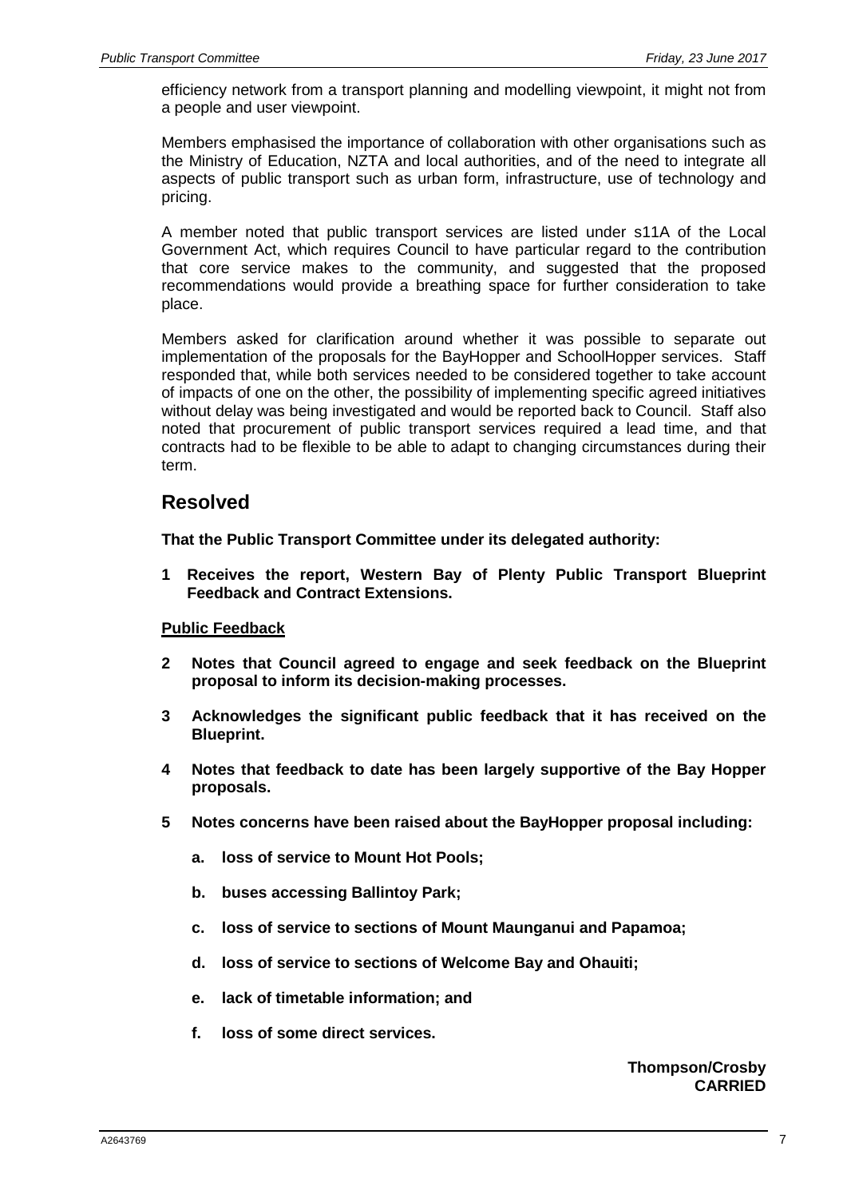efficiency network from a transport planning and modelling viewpoint, it might not from a people and user viewpoint.

Members emphasised the importance of collaboration with other organisations such as the Ministry of Education, NZTA and local authorities, and of the need to integrate all aspects of public transport such as urban form, infrastructure, use of technology and pricing.

A member noted that public transport services are listed under s11A of the Local Government Act, which requires Council to have particular regard to the contribution that core service makes to the community, and suggested that the proposed recommendations would provide a breathing space for further consideration to take place.

Members asked for clarification around whether it was possible to separate out implementation of the proposals for the BayHopper and SchoolHopper services. Staff responded that, while both services needed to be considered together to take account of impacts of one on the other, the possibility of implementing specific agreed initiatives without delay was being investigated and would be reported back to Council. Staff also noted that procurement of public transport services required a lead time, and that contracts had to be flexible to be able to adapt to changing circumstances during their term.

## Resolved

**That the Public Transport Committee under its delegated authority:**

**1 Receives the report, Western Bay of Plenty Public Transport Blueprint Feedback and Contract Extensions.**

**Public Feedback**

**2 Notes that Council agreed to engage and seek feedback on the Blueprint proposal to inform its decision-making processes.**

**3 Acknowledges the significant public feedback that it has received on the Blueprint.**

**4 Notes that feedback to date has been largely supportive of the Bay Hopper proposals.**

**5 Notes concerns have been raised about the BayHopper proposal including:**

   **a. loss of service to Mount Hot Pools;**

   **b. buses accessing Ballintoy Park;**

   **c. loss of service to sections of Mount Maunganui and Papamoa;**

   **d. loss of service to sections of Welcome Bay and Ohauiti;**

   **e. lack of timetable information; and**

   **f. loss of some direct services.**

**Thompson/Crosby**
**CARRIED**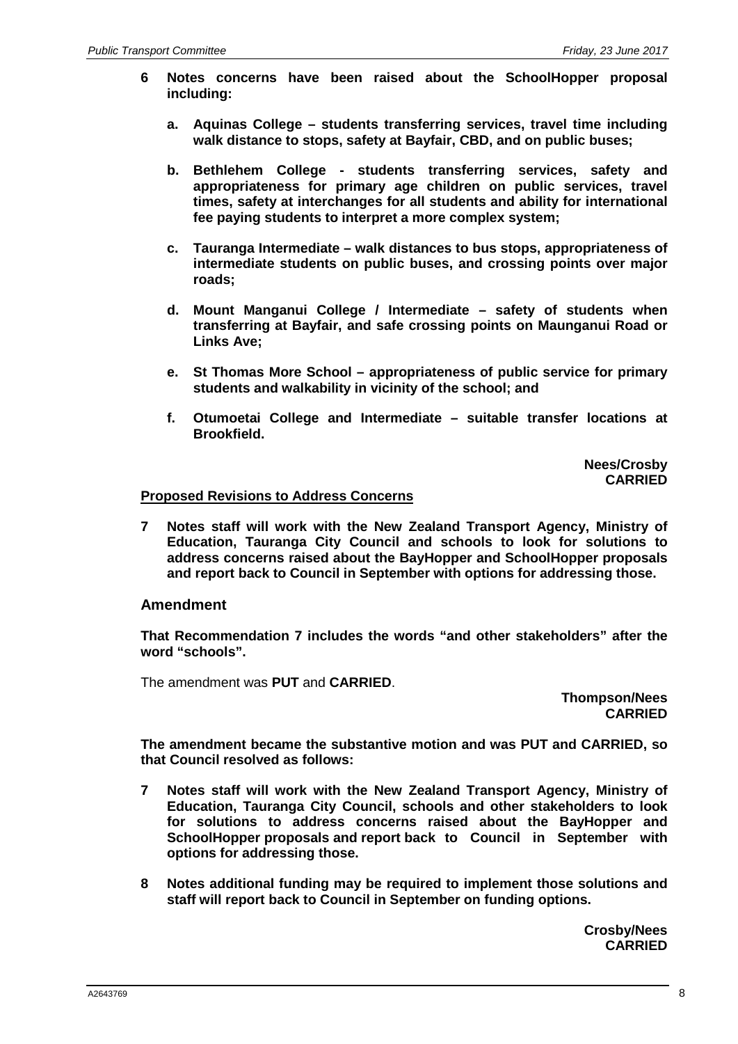**6 Notes concerns have been raised about the SchoolHopper proposal including:**

**a. Aquinas College – students transferring services, travel time including walk distance to stops, safety at Bayfair, CBD, and on public buses;**

**b. Bethlehem College - students transferring services, safety and appropriateness for primary age children on public services, travel times, safety at interchanges for all students and ability for international fee paying students to interpret a more complex system;**

**c. Tauranga Intermediate – walk distances to bus stops, appropriateness of intermediate students on public buses, and crossing points over major roads;**

**d. Mount Manganui College / Intermediate – safety of students when transferring at Bayfair, and safe crossing points on Maunganui Road or Links Ave;**

**e. St Thomas More School – appropriateness of public service for primary students and walkability in vicinity of the school; and**

**f. Otumoetai College and Intermediate – suitable transfer locations at Brookfield.**

**Nees/Crosby**
**CARRIED**

**<u>Proposed Revisions to Address Concerns</u>**

**7 Notes staff will work with the New Zealand Transport Agency, Ministry of Education, Tauranga City Council and schools to look for solutions to address concerns raised about the BayHopper and SchoolHopper proposals and report back to Council in September with options for addressing those.**

## Amendment

**That Recommendation 7 includes the words "and other stakeholders" after the word "schools".**

The amendment was **PUT** and **CARRIED**.

**Thompson/Nees**
**CARRIED**

**The amendment became the substantive motion and was PUT and CARRIED, so that Council resolved as follows:**

**7 Notes staff will work with the New Zealand Transport Agency, Ministry of Education, Tauranga City Council, schools and other stakeholders to look for solutions to address concerns raised about the BayHopper and SchoolHopper proposals and report back to Council in September with options for addressing those.**

**8 Notes additional funding may be required to implement those solutions and staff will report back to Council in September on funding options.**

**Crosby/Nees**
**CARRIED**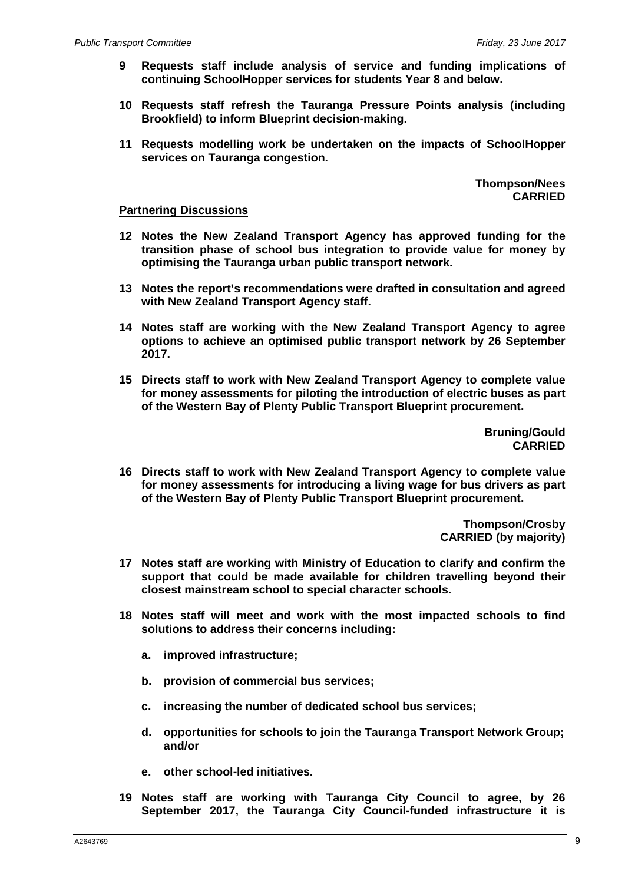**9 Requests staff include analysis of service and funding implications of continuing SchoolHopper services for students Year 8 and below.**

**10 Requests staff refresh the Tauranga Pressure Points analysis (including Brookfield) to inform Blueprint decision-making.**

**11 Requests modelling work be undertaken on the impacts of SchoolHopper services on Tauranga congestion.**

**Thompson/Nees**
**CARRIED**

**Partnering Discussions**

**12 Notes the New Zealand Transport Agency has approved funding for the transition phase of school bus integration to provide value for money by optimising the Tauranga urban public transport network.**

**13 Notes the report's recommendations were drafted in consultation and agreed with New Zealand Transport Agency staff.**

**14 Notes staff are working with the New Zealand Transport Agency to agree options to achieve an optimised public transport network by 26 September 2017.**

**15 Directs staff to work with New Zealand Transport Agency to complete value for money assessments for piloting the introduction of electric buses as part of the Western Bay of Plenty Public Transport Blueprint procurement.**

**Bruning/Gould**
**CARRIED**

**16 Directs staff to work with New Zealand Transport Agency to complete value for money assessments for introducing a living wage for bus drivers as part of the Western Bay of Plenty Public Transport Blueprint procurement.**

**Thompson/Crosby**
**CARRIED (by majority)**

**17 Notes staff are working with Ministry of Education to clarify and confirm the support that could be made available for children travelling beyond their closest mainstream school to special character schools.**

**18 Notes staff will meet and work with the most impacted schools to find solutions to address their concerns including:**

**a. improved infrastructure;**

**b. provision of commercial bus services;**

**c. increasing the number of dedicated school bus services;**

**d. opportunities for schools to join the Tauranga Transport Network Group; and/or**

**e. other school-led initiatives.**

**19 Notes staff are working with Tauranga City Council to agree, by 26 September 2017, the Tauranga City Council-funded infrastructure it is**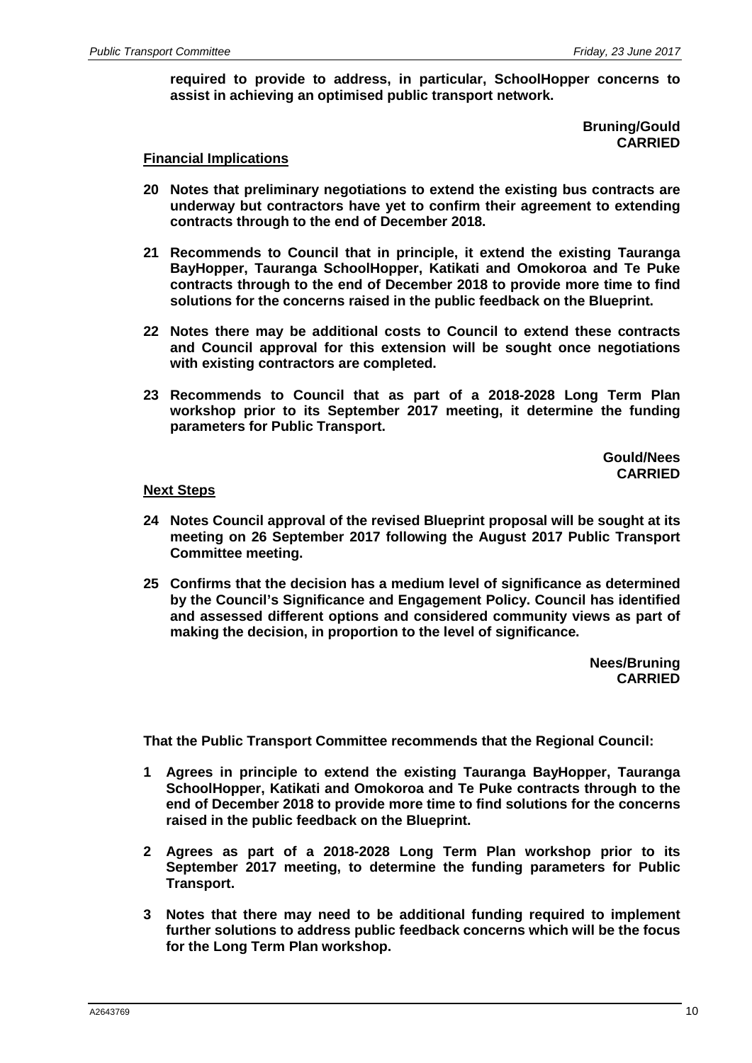**required to provide to address, in particular, SchoolHopper concerns to assist in achieving an optimised public transport network.**

**Bruning/Gould**
**CARRIED**

**Financial Implications**

**20 Notes that preliminary negotiations to extend the existing bus contracts are underway but contractors have yet to confirm their agreement to extending contracts through to the end of December 2018.**

**21 Recommends to Council that in principle, it extend the existing Tauranga BayHopper, Tauranga SchoolHopper, Katikati and Omokoroa and Te Puke contracts through to the end of December 2018 to provide more time to find solutions for the concerns raised in the public feedback on the Blueprint.**

**22 Notes there may be additional costs to Council to extend these contracts and Council approval for this extension will be sought once negotiations with existing contractors are completed.**

**23 Recommends to Council that as part of a 2018-2028 Long Term Plan workshop prior to its September 2017 meeting, it determine the funding parameters for Public Transport.**

**Gould/Nees**
**CARRIED**

**Next Steps**

**24 Notes Council approval of the revised Blueprint proposal will be sought at its meeting on 26 September 2017 following the August 2017 Public Transport Committee meeting.**

**25 Confirms that the decision has a medium level of significance as determined by the Council's Significance and Engagement Policy. Council has identified and assessed different options and considered community views as part of making the decision, in proportion to the level of significance.**

**Nees/Bruning**
**CARRIED**

**That the Public Transport Committee recommends that the Regional Council:**

**1 Agrees in principle to extend the existing Tauranga BayHopper, Tauranga SchoolHopper, Katikati and Omokoroa and Te Puke contracts through to the end of December 2018 to provide more time to find solutions for the concerns raised in the public feedback on the Blueprint.**

**2 Agrees as part of a 2018-2028 Long Term Plan workshop prior to its September 2017 meeting, to determine the funding parameters for Public Transport.**

**3 Notes that there may need to be additional funding required to implement further solutions to address public feedback concerns which will be the focus for the Long Term Plan workshop.**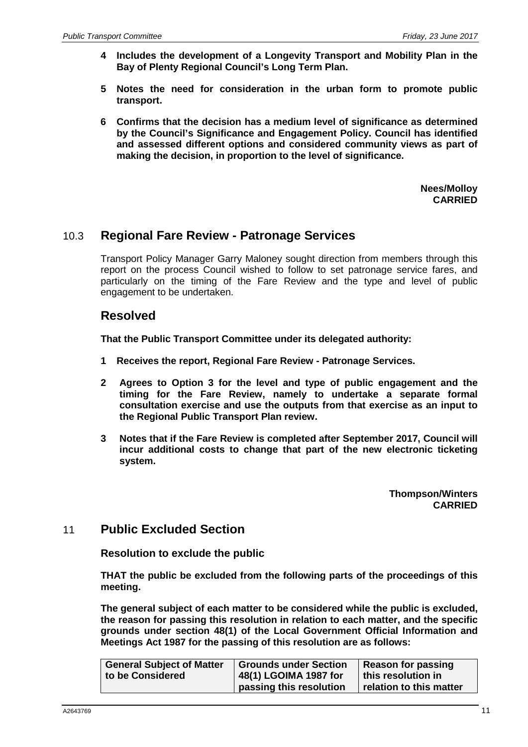**4 Includes the development of a Longevity Transport and Mobility Plan in the Bay of Plenty Regional Council's Long Term Plan.**

**5 Notes the need for consideration in the urban form to promote public transport.**

**6 Confirms that the decision has a medium level of significance as determined by the Council's Significance and Engagement Policy. Council has identified and assessed different options and considered community views as part of making the decision, in proportion to the level of significance.**

**Nees/Molloy**
**CARRIED**

## 10.3 Regional Fare Review - Patronage Services

Transport Policy Manager Garry Maloney sought direction from members through this report on the process Council wished to follow to set patronage service fares, and particularly on the timing of the Fare Review and the type and level of public engagement to be undertaken.

## Resolved

**That the Public Transport Committee under its delegated authority:**

**1 Receives the report, Regional Fare Review - Patronage Services.**

**2 Agrees to Option 3 for the level and type of public engagement and the timing for the Fare Review, namely to undertake a separate formal consultation exercise and use the outputs from that exercise as an input to the Regional Public Transport Plan review.**

**3 Notes that if the Fare Review is completed after September 2017, Council will incur additional costs to change that part of the new electronic ticketing system.**

**Thompson/Winters**
**CARRIED**

## 11 Public Excluded Section

**Resolution to exclude the public**

**THAT the public be excluded from the following parts of the proceedings of this meeting.**

**The general subject of each matter to be considered while the public is excluded, the reason for passing this resolution in relation to each matter, and the specific grounds under section 48(1) of the Local Government Official Information and Meetings Act 1987 for the passing of this resolution are as follows:**

| General Subject of Matter to be Considered | Grounds under Section 48(1) LGOIMA 1987 for passing this resolution | Reason for passing this resolution in relation to this matter |
|---|---|---|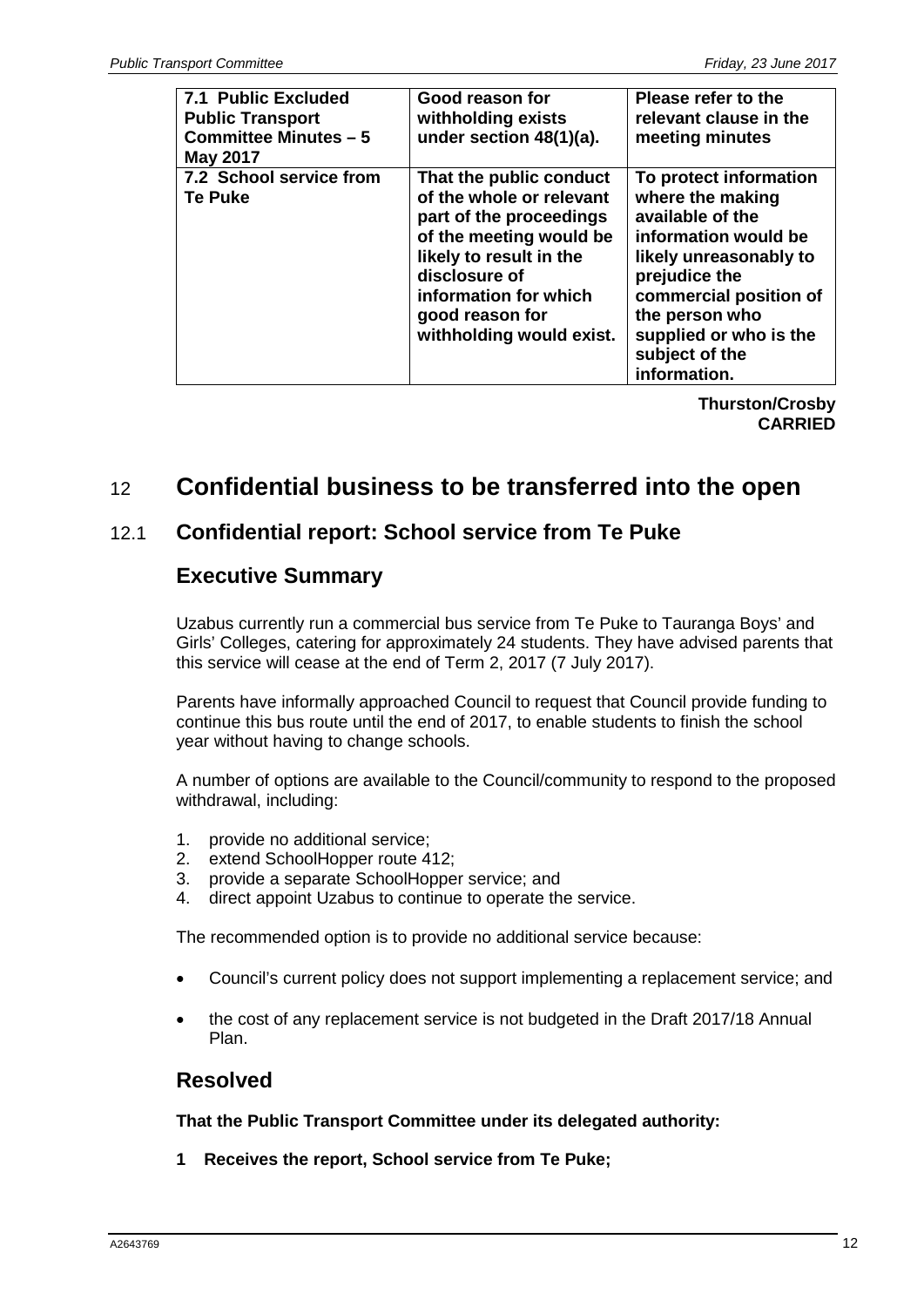| 7.1 Public Excluded Public Transport Committee Minutes – 5 May 2017 | Good reason for withholding exists under section 48(1)(a). | Please refer to the relevant clause in the meeting minutes |
|---|---|---|
| 7.2 School service from Te Puke | That the public conduct of the whole or relevant part of the proceedings of the meeting would be likely to result in the disclosure of information for which good reason for withholding would exist. | To protect information where the making available of the information would be likely unreasonably to prejudice the commercial position of the person who supplied or who is the subject of the information. |

**Thurston/Crosby**
**CARRIED**

# 12 Confidential business to be transferred into the open

## 12.1 Confidential report: School service from Te Puke

### Executive Summary

Uzabus currently run a commercial bus service from Te Puke to Tauranga Boys' and Girls' Colleges, catering for approximately 24 students. They have advised parents that this service will cease at the end of Term 2, 2017 (7 July 2017).

Parents have informally approached Council to request that Council provide funding to continue this bus route until the end of 2017, to enable students to finish the school year without having to change schools.

A number of options are available to the Council/community to respond to the proposed withdrawal, including:

1. provide no additional service;
2. extend SchoolHopper route 412;
3. provide a separate SchoolHopper service; and
4. direct appoint Uzabus to continue to operate the service.

The recommended option is to provide no additional service because:

- Council's current policy does not support implementing a replacement service; and
- the cost of any replacement service is not budgeted in the Draft 2017/18 Annual Plan.

### Resolved

**That the Public Transport Committee under its delegated authority:**

**1 Receives the report, School service from Te Puke;**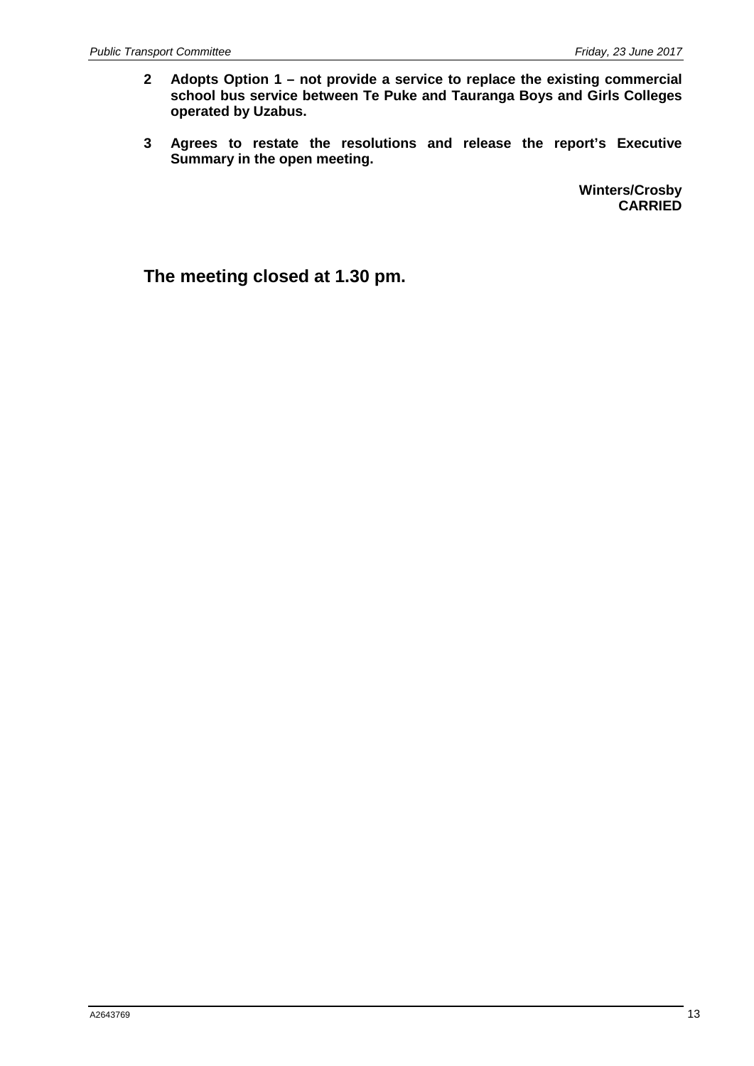**2 Adopts Option 1 – not provide a service to replace the existing commercial school bus service between Te Puke and Tauranga Boys and Girls Colleges operated by Uzabus.**

**3 Agrees to restate the resolutions and release the report's Executive Summary in the open meeting.**

**Winters/Crosby**
**CARRIED**

**The meeting closed at 1.30 pm.**